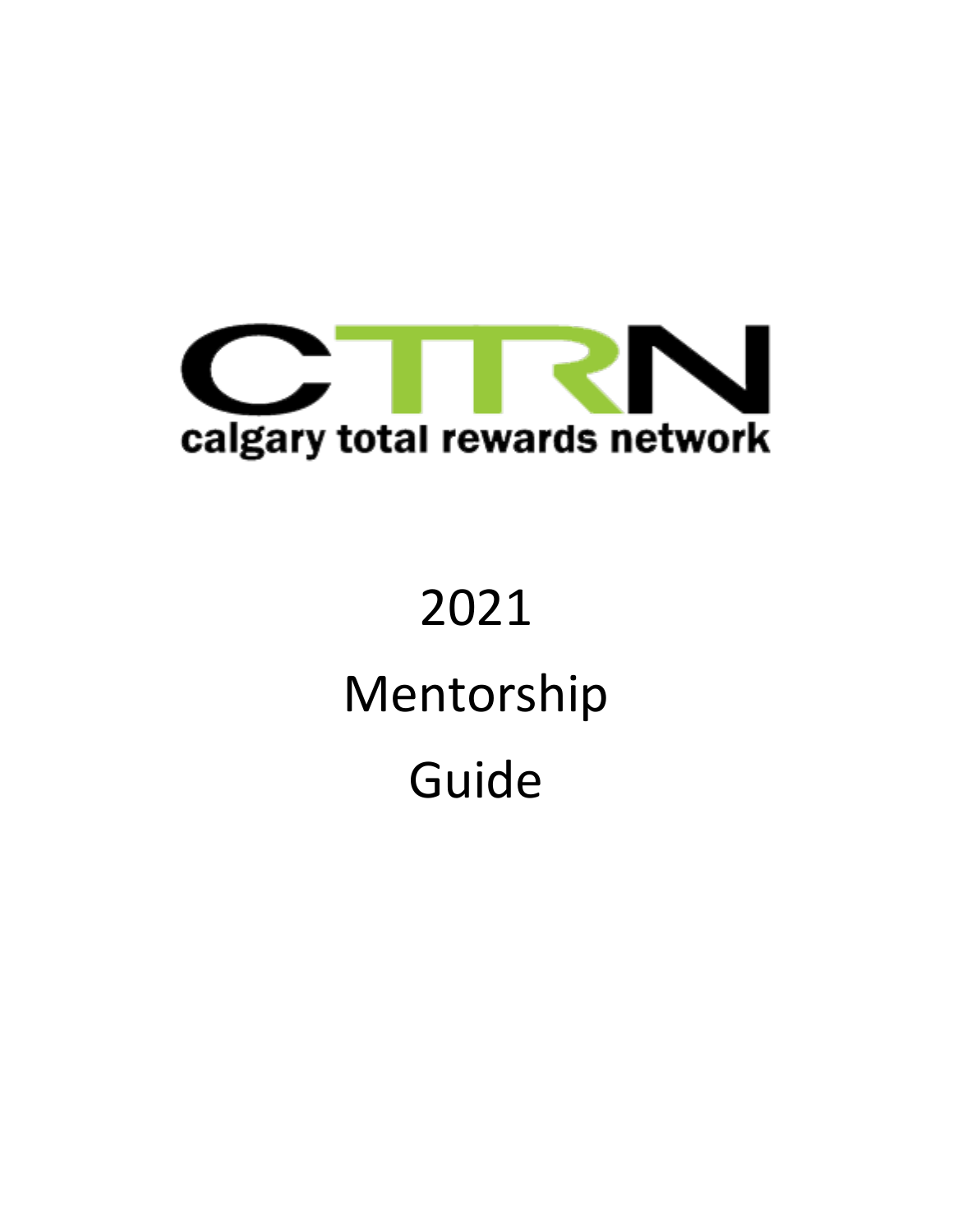CTRN

calgary total rewards network

# 2021

# Mentorship

# Guide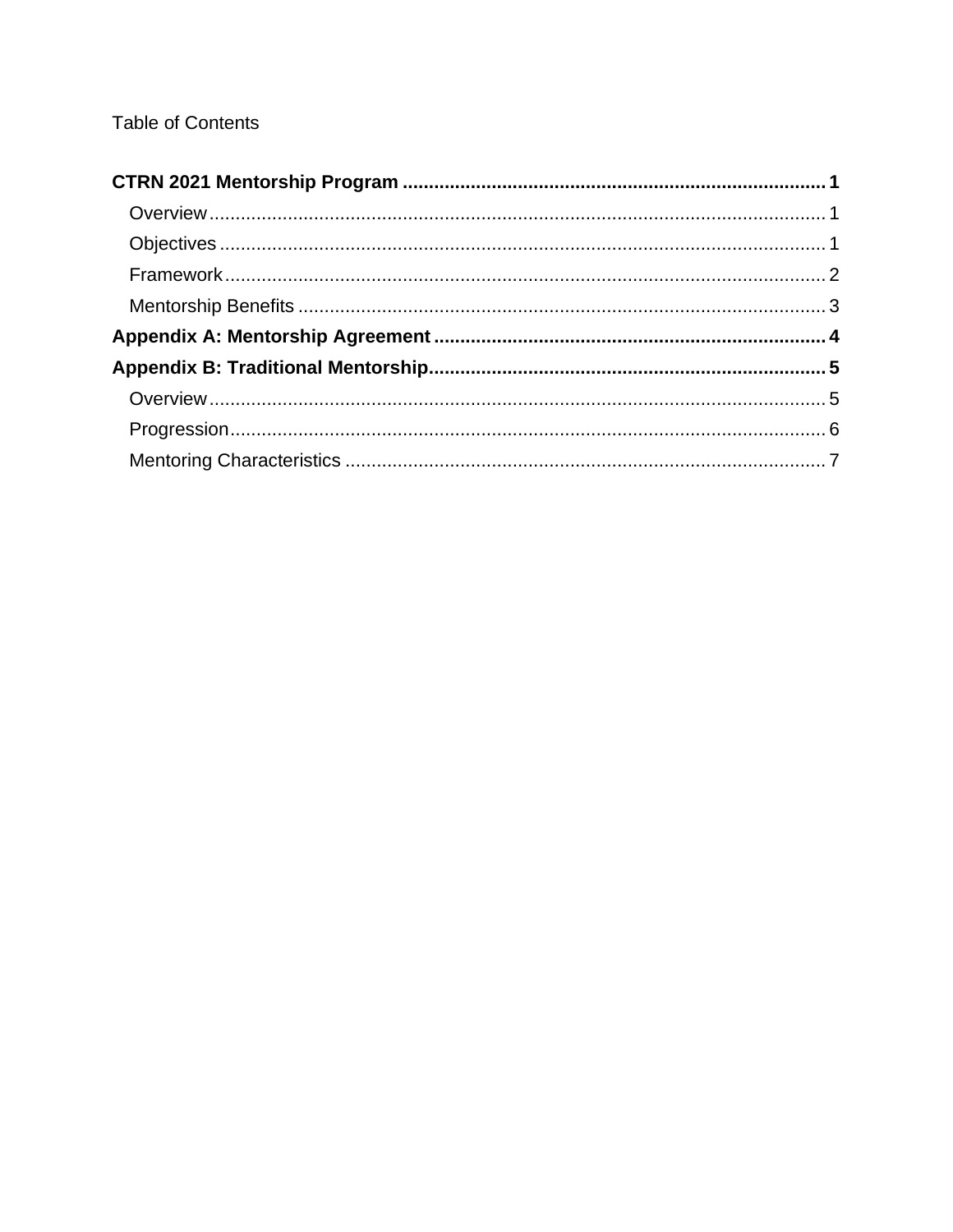Table of Contents

**CTRN 2021 Mentorship Program** .......... **1**
- Overview .......... 1
- Objectives .......... 1
- Framework .......... 2
- Mentorship Benefits .......... 3

**Appendix A: Mentorship Agreement** .......... **4**

**Appendix B: Traditional Mentorship** .......... **5**
- Overview .......... 5
- Progression .......... 6
- Mentoring Characteristics .......... 7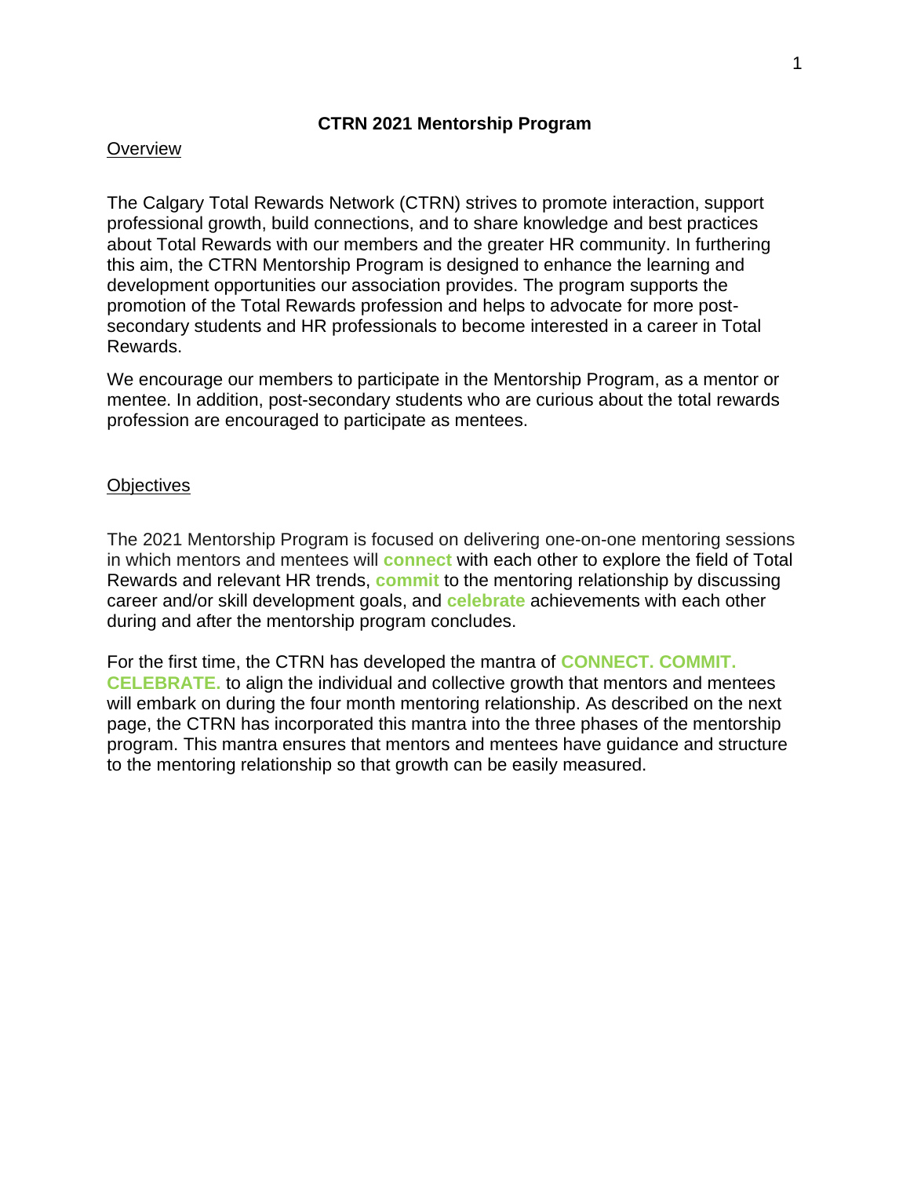# CTRN 2021 Mentorship Program

## Overview

The Calgary Total Rewards Network (CTRN) strives to promote interaction, support professional growth, build connections, and to share knowledge and best practices about Total Rewards with our members and the greater HR community. In furthering this aim, the CTRN Mentorship Program is designed to enhance the learning and development opportunities our association provides. The program supports the promotion of the Total Rewards profession and helps to advocate for more post-secondary students and HR professionals to become interested in a career in Total Rewards.

We encourage our members to participate in the Mentorship Program, as a mentor or mentee. In addition, post-secondary students who are curious about the total rewards profession are encouraged to participate as mentees.

## Objectives

The 2021 Mentorship Program is focused on delivering one-on-one mentoring sessions in which mentors and mentees will **connect** with each other to explore the field of Total Rewards and relevant HR trends, **commit** to the mentoring relationship by discussing career and/or skill development goals, and **celebrate** achievements with each other during and after the mentorship program concludes.

For the first time, the CTRN has developed the mantra of **CONNECT. COMMIT. CELEBRATE.** to align the individual and collective growth that mentors and mentees will embark on during the four month mentoring relationship. As described on the next page, the CTRN has incorporated this mantra into the three phases of the mentorship program. This mantra ensures that mentors and mentees have guidance and structure to the mentoring relationship so that growth can be easily measured.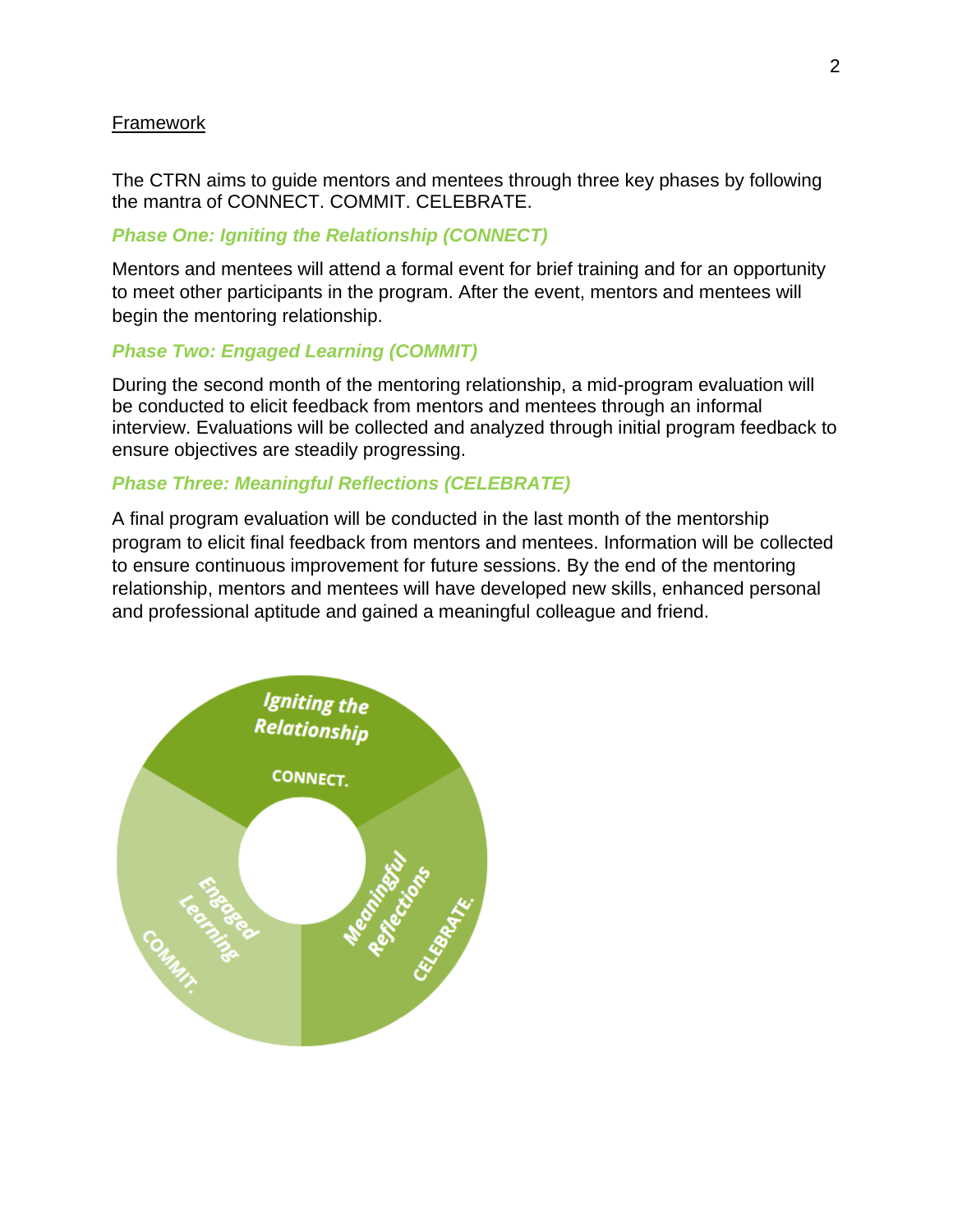## Framework

The CTRN aims to guide mentors and mentees through three key phases by following the mantra of CONNECT. COMMIT. CELEBRATE.

### *Phase One: Igniting the Relationship (CONNECT)*

Mentors and mentees will attend a formal event for brief training and for an opportunity to meet other participants in the program. After the event, mentors and mentees will begin the mentoring relationship.

### *Phase Two: Engaged Learning (COMMIT)*

During the second month of the mentoring relationship, a mid-program evaluation will be conducted to elicit feedback from mentors and mentees through an informal interview. Evaluations will be collected and analyzed through initial program feedback to ensure objectives are steadily progressing.

### *Phase Three: Meaningful Reflections (CELEBRATE)*

A final program evaluation will be conducted in the last month of the mentorship program to elicit final feedback from mentors and mentees. Information will be collected to ensure continuous improvement for future sessions. By the end of the mentoring relationship, mentors and mentees will have developed new skills, enhanced personal and professional aptitude and gained a meaningful colleague and friend.

Igniting the Relationship — CONNECT.

Engaged Learning — COMMIT.

Meaningful Reflections — CELEBRATE.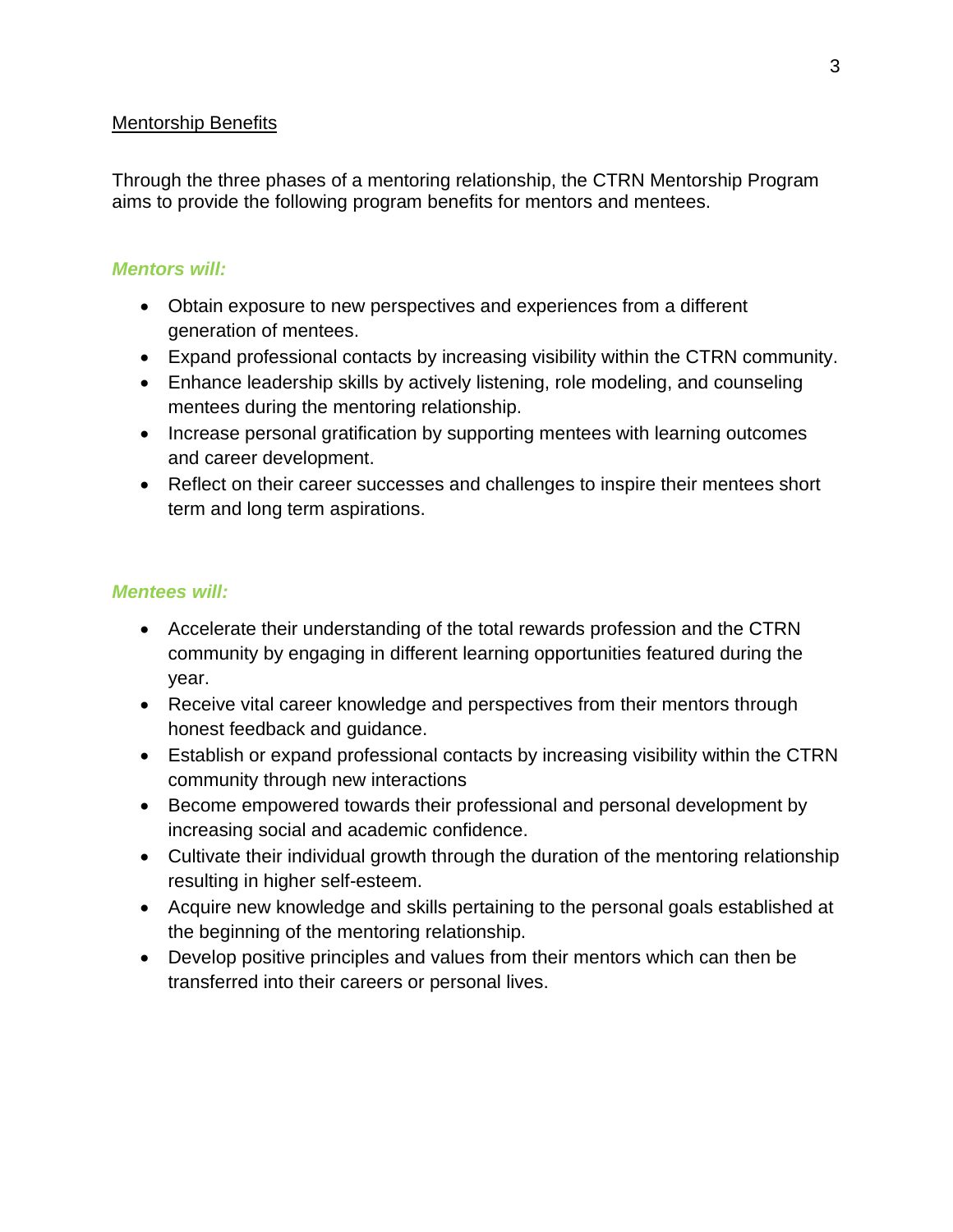## Mentorship Benefits

Through the three phases of a mentoring relationship, the CTRN Mentorship Program aims to provide the following program benefits for mentors and mentees.

### ***Mentors will:***

- Obtain exposure to new perspectives and experiences from a different generation of mentees.
- Expand professional contacts by increasing visibility within the CTRN community.
- Enhance leadership skills by actively listening, role modeling, and counseling mentees during the mentoring relationship.
- Increase personal gratification by supporting mentees with learning outcomes and career development.
- Reflect on their career successes and challenges to inspire their mentees short term and long term aspirations.

### ***Mentees will:***

- Accelerate their understanding of the total rewards profession and the CTRN community by engaging in different learning opportunities featured during the year.
- Receive vital career knowledge and perspectives from their mentors through honest feedback and guidance.
- Establish or expand professional contacts by increasing visibility within the CTRN community through new interactions
- Become empowered towards their professional and personal development by increasing social and academic confidence.
- Cultivate their individual growth through the duration of the mentoring relationship resulting in higher self-esteem.
- Acquire new knowledge and skills pertaining to the personal goals established at the beginning of the mentoring relationship.
- Develop positive principles and values from their mentors which can then be transferred into their careers or personal lives.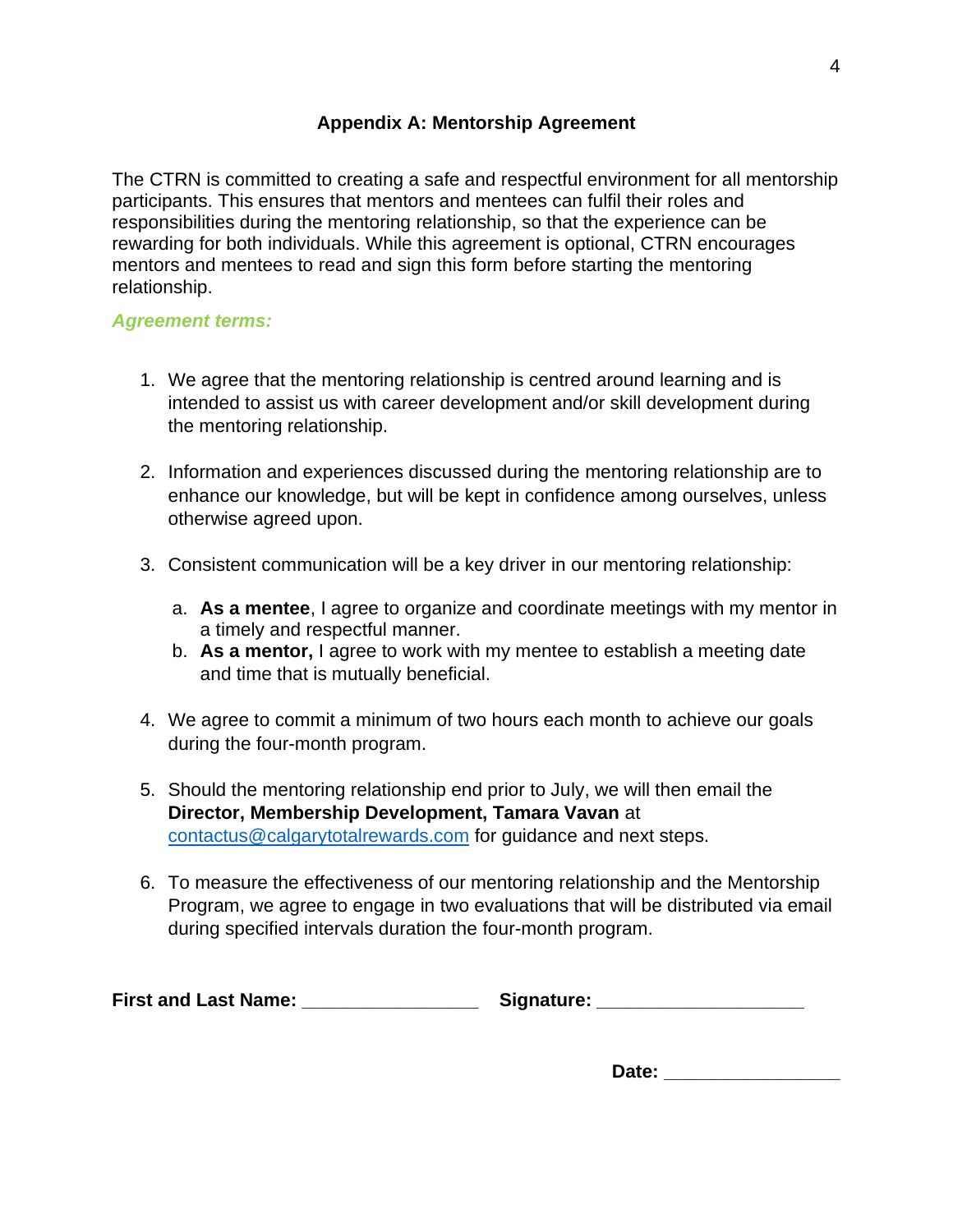## Appendix A: Mentorship Agreement

The CTRN is committed to creating a safe and respectful environment for all mentorship participants. This ensures that mentors and mentees can fulfil their roles and responsibilities during the mentoring relationship, so that the experience can be rewarding for both individuals. While this agreement is optional, CTRN encourages mentors and mentees to read and sign this form before starting the mentoring relationship.

***Agreement terms:***

1. We agree that the mentoring relationship is centred around learning and is intended to assist us with career development and/or skill development during the mentoring relationship.

2. Information and experiences discussed during the mentoring relationship are to enhance our knowledge, but will be kept in confidence among ourselves, unless otherwise agreed upon.

3. Consistent communication will be a key driver in our mentoring relationship:

   a. **As a mentee**, I agree to organize and coordinate meetings with my mentor in a timely and respectful manner.
   b. **As a mentor,** I agree to work with my mentee to establish a meeting date and time that is mutually beneficial.

4. We agree to commit a minimum of two hours each month to achieve our goals during the four-month program.

5. Should the mentoring relationship end prior to July, we will then email the **Director, Membership Development, Tamara Vavan** at contactus@calgarytotalrewards.com for guidance and next steps.

6. To measure the effectiveness of our mentoring relationship and the Mentorship Program, we agree to engage in two evaluations that will be distributed via email during specified intervals duration the four-month program.

**First and Last Name:** _________________ **Signature:** ____________________

**Date:** _________________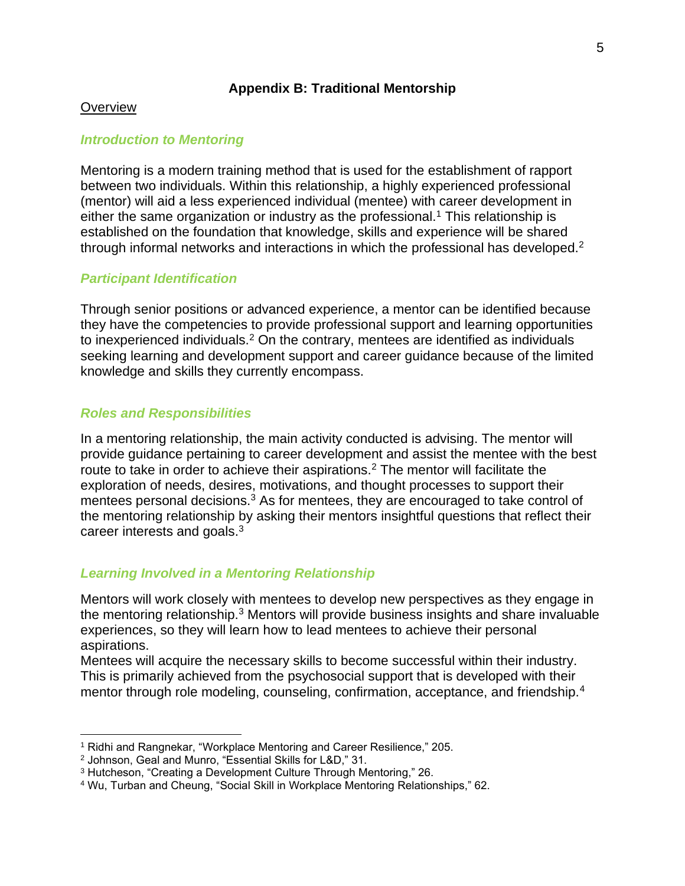## Appendix B: Traditional Mentorship

Overview

### *Introduction to Mentoring*

Mentoring is a modern training method that is used for the establishment of rapport between two individuals. Within this relationship, a highly experienced professional (mentor) will aid a less experienced individual (mentee) with career development in either the same organization or industry as the professional.[1] This relationship is established on the foundation that knowledge, skills and experience will be shared through informal networks and interactions in which the professional has developed.[2]

### *Participant Identification*

Through senior positions or advanced experience, a mentor can be identified because they have the competencies to provide professional support and learning opportunities to inexperienced individuals.[2] On the contrary, mentees are identified as individuals seeking learning and development support and career guidance because of the limited knowledge and skills they currently encompass.

### *Roles and Responsibilities*

In a mentoring relationship, the main activity conducted is advising. The mentor will provide guidance pertaining to career development and assist the mentee with the best route to take in order to achieve their aspirations.[2] The mentor will facilitate the exploration of needs, desires, motivations, and thought processes to support their mentees personal decisions.[3] As for mentees, they are encouraged to take control of the mentoring relationship by asking their mentors insightful questions that reflect their career interests and goals.[3]

### *Learning Involved in a Mentoring Relationship*

Mentors will work closely with mentees to develop new perspectives as they engage in the mentoring relationship.[3] Mentors will provide business insights and share invaluable experiences, so they will learn how to lead mentees to achieve their personal aspirations.

Mentees will acquire the necessary skills to become successful within their industry. This is primarily achieved from the psychosocial support that is developed with their mentor through role modeling, counseling, confirmation, acceptance, and friendship.[4]

---

[1] Ridhi and Rangnekar, "Workplace Mentoring and Career Resilience," 205.

[2] Johnson, Geal and Munro, "Essential Skills for L&D," 31.

[3] Hutcheson, "Creating a Development Culture Through Mentoring," 26.

[4] Wu, Turban and Cheung, "Social Skill in Workplace Mentoring Relationships," 62.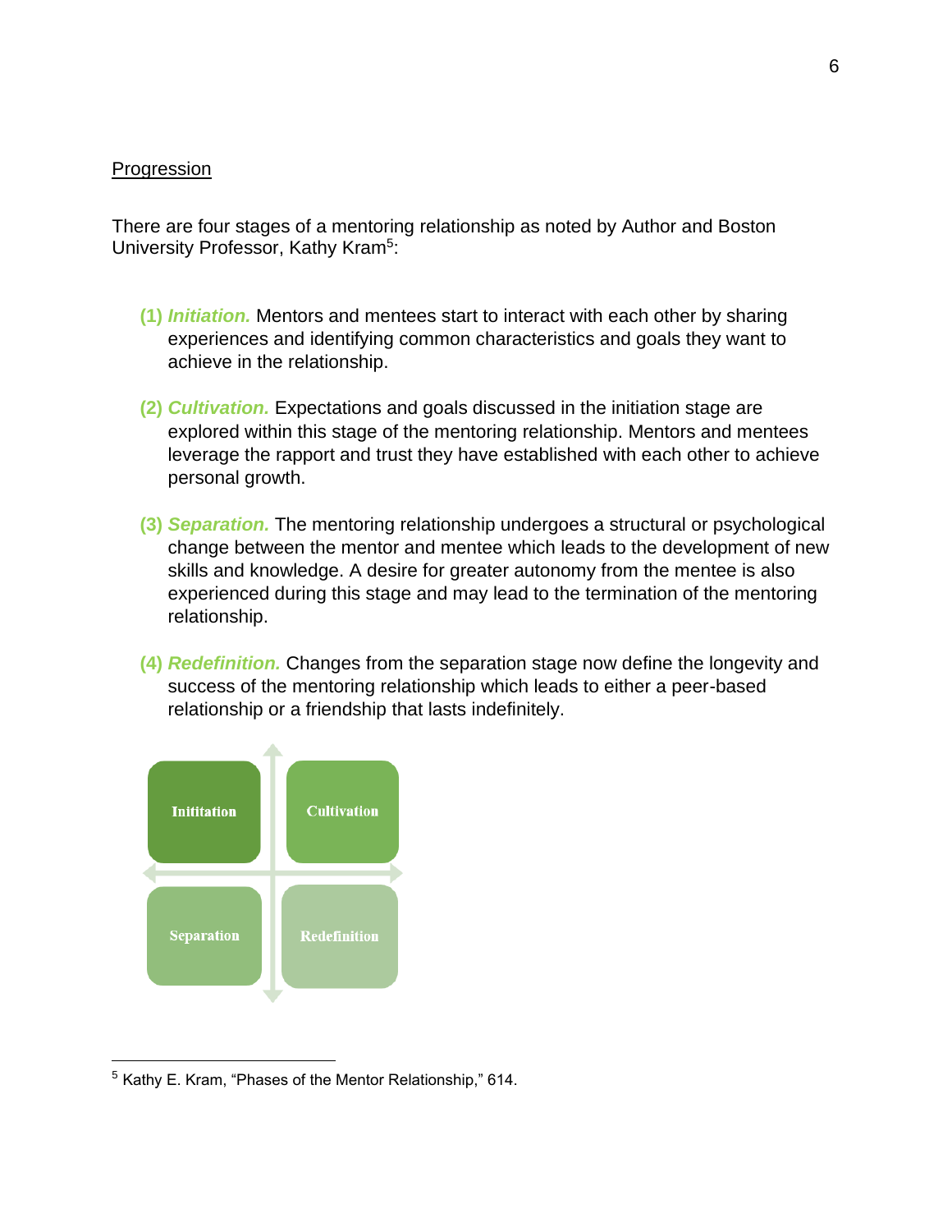Progression

There are four stages of a mentoring relationship as noted by Author and Boston University Professor, Kathy Kram[5]:

**(1)** ***Initiation.*** Mentors and mentees start to interact with each other by sharing experiences and identifying common characteristics and goals they want to achieve in the relationship.

**(2)** ***Cultivation.*** Expectations and goals discussed in the initiation stage are explored within this stage of the mentoring relationship. Mentors and mentees leverage the rapport and trust they have established with each other to achieve personal growth.

**(3)** ***Separation.*** The mentoring relationship undergoes a structural or psychological change between the mentor and mentee which leads to the development of new skills and knowledge. A desire for greater autonomy from the mentee is also experienced during this stage and may lead to the termination of the mentoring relationship.

**(4)** ***Redefinition.*** Changes from the separation stage now define the longevity and success of the mentoring relationship which leads to either a peer-based relationship or a friendship that lasts indefinitely.

| Inititation | Cultivation |
| --- | --- |
| Separation | Redefinition |

[5] Kathy E. Kram, "Phases of the Mentor Relationship," 614.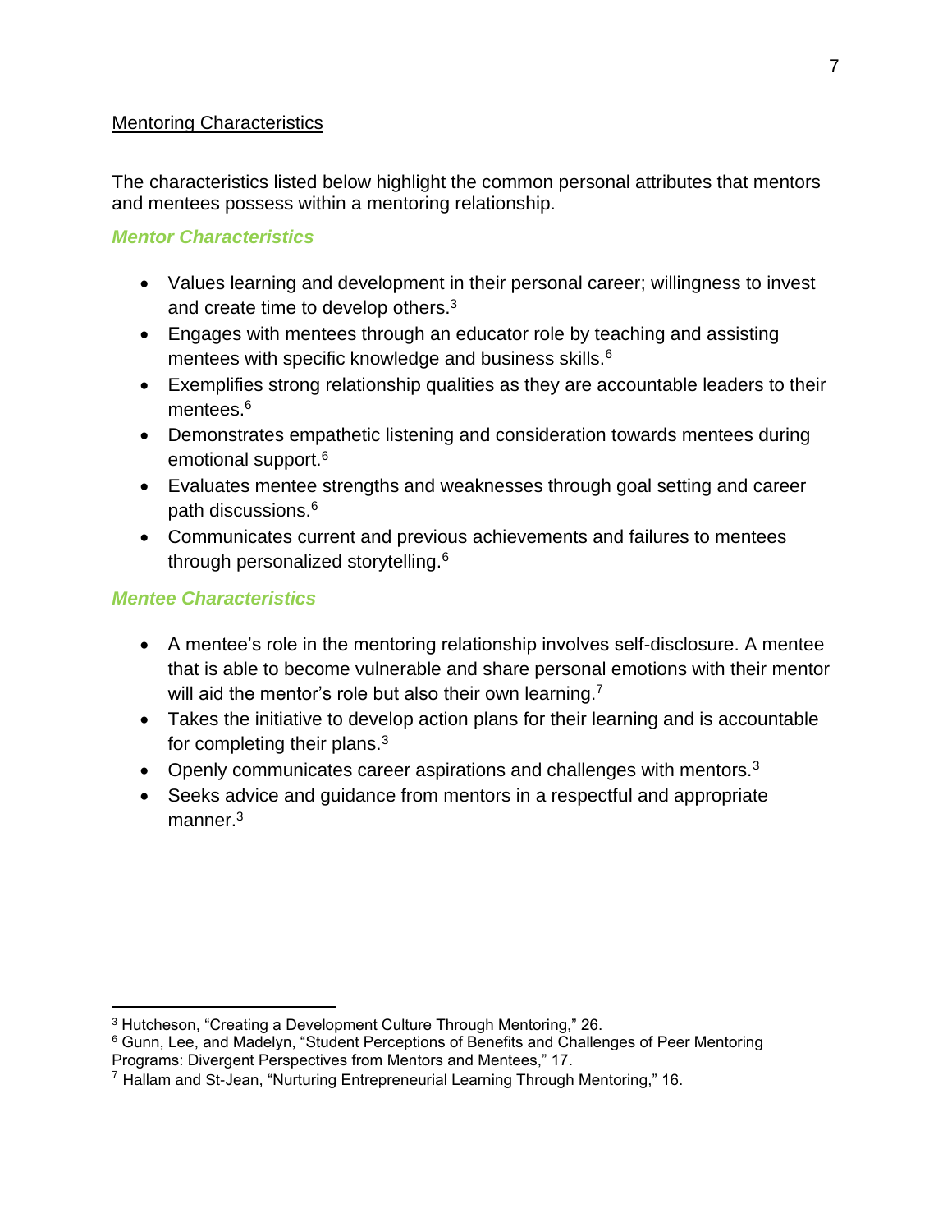## Mentoring Characteristics

The characteristics listed below highlight the common personal attributes that mentors and mentees possess within a mentoring relationship.

### *Mentor Characteristics*

- Values learning and development in their personal career; willingness to invest and create time to develop others.[3]
- Engages with mentees through an educator role by teaching and assisting mentees with specific knowledge and business skills.[6]
- Exemplifies strong relationship qualities as they are accountable leaders to their mentees.[6]
- Demonstrates empathetic listening and consideration towards mentees during emotional support.[6]
- Evaluates mentee strengths and weaknesses through goal setting and career path discussions.[6]
- Communicates current and previous achievements and failures to mentees through personalized storytelling.[6]

### *Mentee Characteristics*

- A mentee's role in the mentoring relationship involves self-disclosure. A mentee that is able to become vulnerable and share personal emotions with their mentor will aid the mentor's role but also their own learning.[7]
- Takes the initiative to develop action plans for their learning and is accountable for completing their plans.[3]
- Openly communicates career aspirations and challenges with mentors.[3]
- Seeks advice and guidance from mentors in a respectful and appropriate manner.[3]

---

[3] Hutcheson, "Creating a Development Culture Through Mentoring," 26.

[6] Gunn, Lee, and Madelyn, "Student Perceptions of Benefits and Challenges of Peer Mentoring Programs: Divergent Perspectives from Mentors and Mentees," 17.

[7] Hallam and St-Jean, "Nurturing Entrepreneurial Learning Through Mentoring," 16.